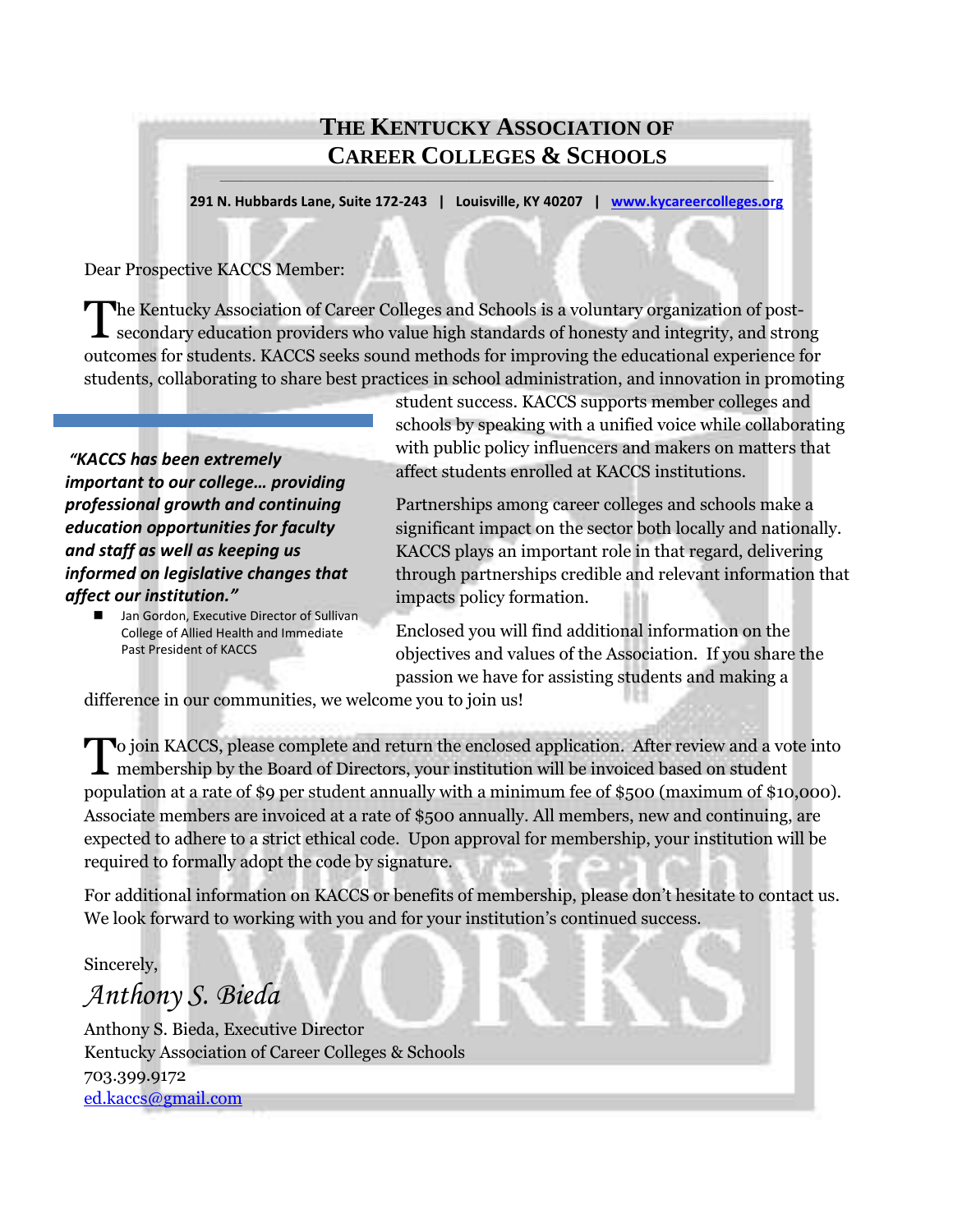# The Kentucky Association of Career Colleges & Schools

291 N. Hubbards Lane, Suite 172-243 | Louisville, KY 40207 | www.kycareercolleges.org

Dear Prospective KACCS Member:

The Kentucky Association of Career Colleges and Schools is a voluntary organization of post-secondary education providers who value high standards of honesty and integrity, and strong outcomes for students. KACCS seeks sound methods for improving the educational experience for students, collaborating to share best practices in school administration, and innovation in promoting student success. KACCS supports member colleges and schools by speaking with a unified voice while collaborating with public policy influencers and makers on matters that affect students enrolled at KACCS institutions.

> ***"KACCS has been extremely important to our college… providing professional growth and continuing education opportunities for faculty and staff as well as keeping us informed on legislative changes that affect our institution."***
>
> - Jan Gordon, Executive Director of Sullivan College of Allied Health and Immediate Past President of KACCS

Partnerships among career colleges and schools make a significant impact on the sector both locally and nationally. KACCS plays an important role in that regard, delivering through partnerships credible and relevant information that impacts policy formation.

Enclosed you will find additional information on the objectives and values of the Association. If you share the passion we have for assisting students and making a difference in our communities, we welcome you to join us!

To join KACCS, please complete and return the enclosed application. After review and a vote into membership by the Board of Directors, your institution will be invoiced based on student population at a rate of $9 per student annually with a minimum fee of $500 (maximum of $10,000). Associate members are invoiced at a rate of $500 annually. All members, new and continuing, are expected to adhere to a strict ethical code. Upon approval for membership, your institution will be required to formally adopt the code by signature.

For additional information on KACCS or benefits of membership, please don't hesitate to contact us. We look forward to working with you and for your institution's continued success.

Sincerely,

*Anthony S. Bieda*

Anthony S. Bieda, Executive Director
Kentucky Association of Career Colleges & Schools
703.399.9172
ed.kaccs@gmail.com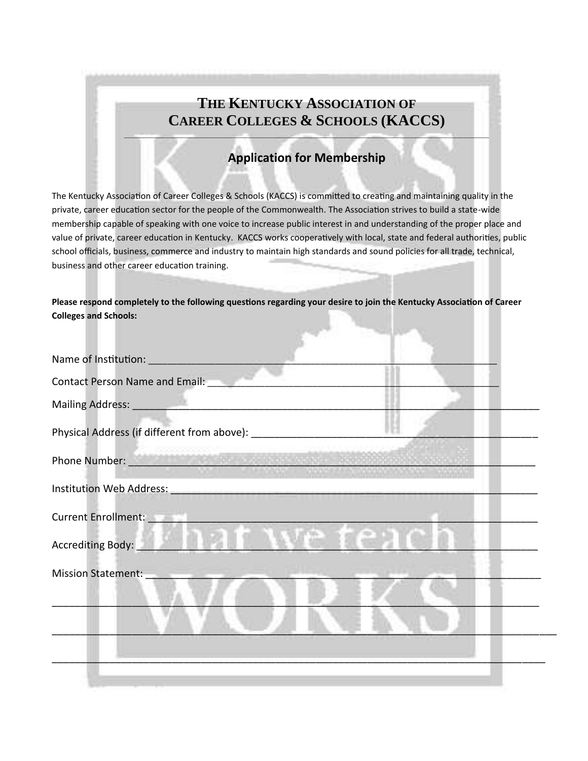# THE KENTUCKY ASSOCIATION OF CAREER COLLEGES & SCHOOLS (KACCS)

## Application for Membership

The Kentucky Association of Career Colleges & Schools (KACCS) is committed to creating and maintaining quality in the private, career education sector for the people of the Commonwealth. The Association strives to build a state-wide membership capable of speaking with one voice to increase public interest in and understanding of the proper place and value of private, career education in Kentucky. KACCS works cooperatively with local, state and federal authorities, public school officials, business, commerce and industry to maintain high standards and sound policies for all trade, technical, business and other career education training.

**Please respond completely to the following questions regarding your desire to join the Kentucky Association of Career Colleges and Schools:**

Name of Institution: ______________________________________________________________

Contact Person Name and Email: ____________________________________________________

Mailing Address: __________________________________________________________________

Physical Address (if different from above): _____________________________________________

Phone Number: ___________________________________________________________________

Institution Web Address: ___________________________________________________________

Current Enrollment: ________________________________________________________________

Accrediting Body: _________________________________________________________________

Mission Statement: ________________________________________________________________

__________________________________________________________________________________

__________________________________________________________________________________

__________________________________________________________________________________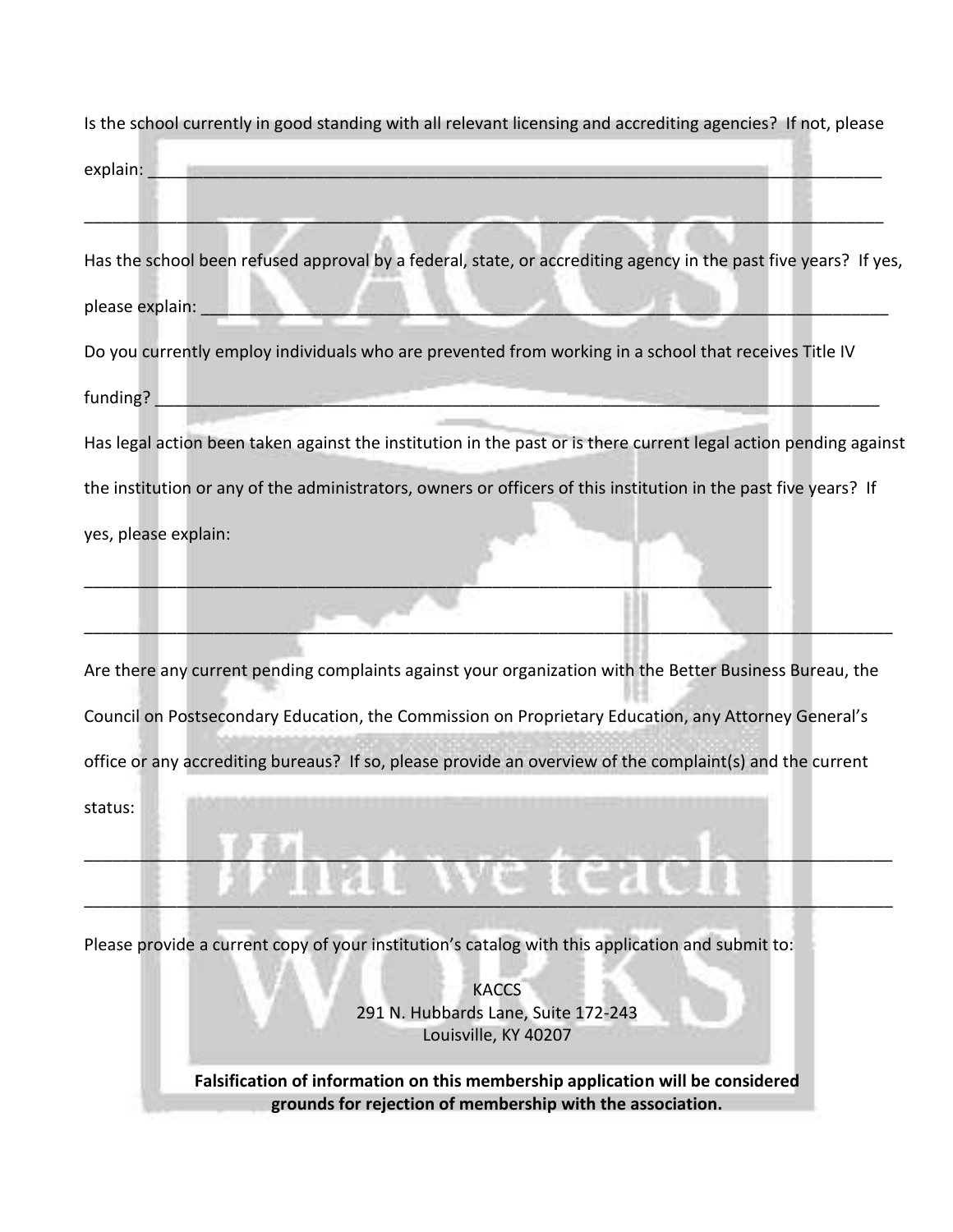Is the school currently in good standing with all relevant licensing and accrediting agencies? If not, please explain: ___________________________________________________________________________

___________________________________________________________________________

Has the school been refused approval by a federal, state, or accrediting agency in the past five years? If yes, please explain: ___________________________________________________________________________

Do you currently employ individuals who are prevented from working in a school that receives Title IV funding? ___________________________________________________________________________

Has legal action been taken against the institution in the past or is there current legal action pending against the institution or any of the administrators, owners or officers of this institution in the past five years? If yes, please explain:

___________________________________________________________________________

___________________________________________________________________________

Are there any current pending complaints against your organization with the Better Business Bureau, the Council on Postsecondary Education, the Commission on Proprietary Education, any Attorney General's office or any accrediting bureaus? If so, please provide an overview of the complaint(s) and the current status:

___________________________________________________________________________

___________________________________________________________________________

Please provide a current copy of your institution's catalog with this application and submit to:

KACCS
291 N. Hubbards Lane, Suite 172-243
Louisville, KY 40207

**Falsification of information on this membership application will be considered grounds for rejection of membership with the association.**